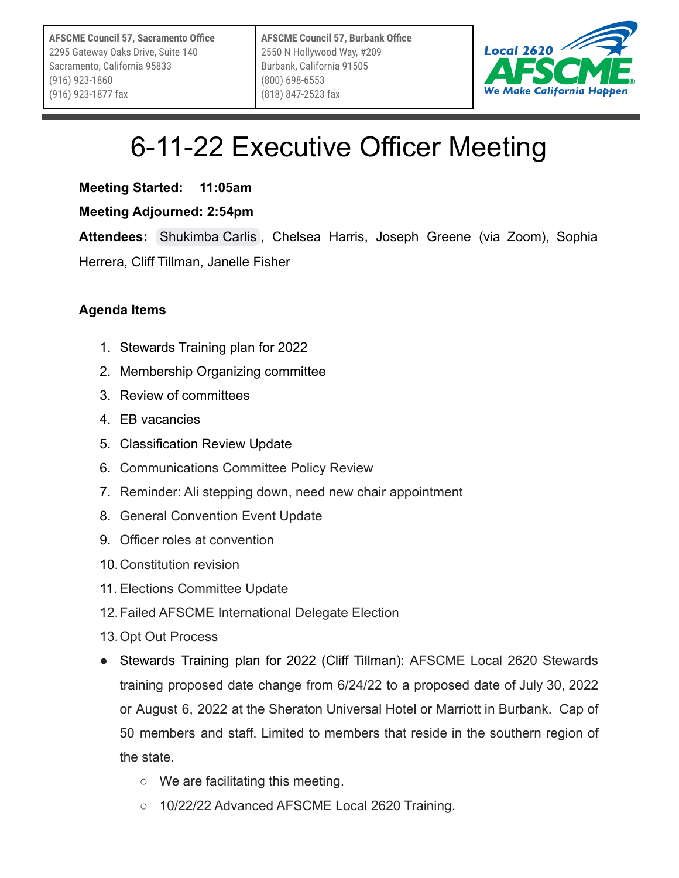| AFSCME Council 57, Sacramento Office | AFSCME Council 57, Burbank Office |
| --- | --- |
| 2295 Gateway Oaks Drive, Suite 140 | 2550 N Hollywood Way, #209 |
| Sacramento, California 95833 | Burbank, California 91505 |
| (916) 923-1860 | (800) 698-6553 |
| (916) 923-1877 fax | (818) 847-2523 fax |

Local 2620 AFSCME
We Make California Happen

# 6-11-22 Executive Officer Meeting

**Meeting Started: 11:05am**

**Meeting Adjourned: 2:54pm**

**Attendees:** Shukimba Carlis, Chelsea Harris, Joseph Greene (via Zoom), Sophia Herrera, Cliff Tillman, Janelle Fisher

**Agenda Items**

1. Stewards Training plan for 2022
2. Membership Organizing committee
3. Review of committees
4. EB vacancies
5. Classification Review Update
6. Communications Committee Policy Review
7. Reminder: Ali stepping down, need new chair appointment
8. General Convention Event Update
9. Officer roles at convention
10. Constitution revision
11. Elections Committee Update
12. Failed AFSCME International Delegate Election
13. Opt Out Process

- Stewards Training plan for 2022 (Cliff Tillman): AFSCME Local 2620 Stewards training proposed date change from 6/24/22 to a proposed date of July 30, 2022 or August 6, 2022 at the Sheraton Universal Hotel or Marriott in Burbank. Cap of 50 members and staff. Limited to members that reside in the southern region of the state.
    - We are facilitating this meeting.
    - 10/22/22 Advanced AFSCME Local 2620 Training.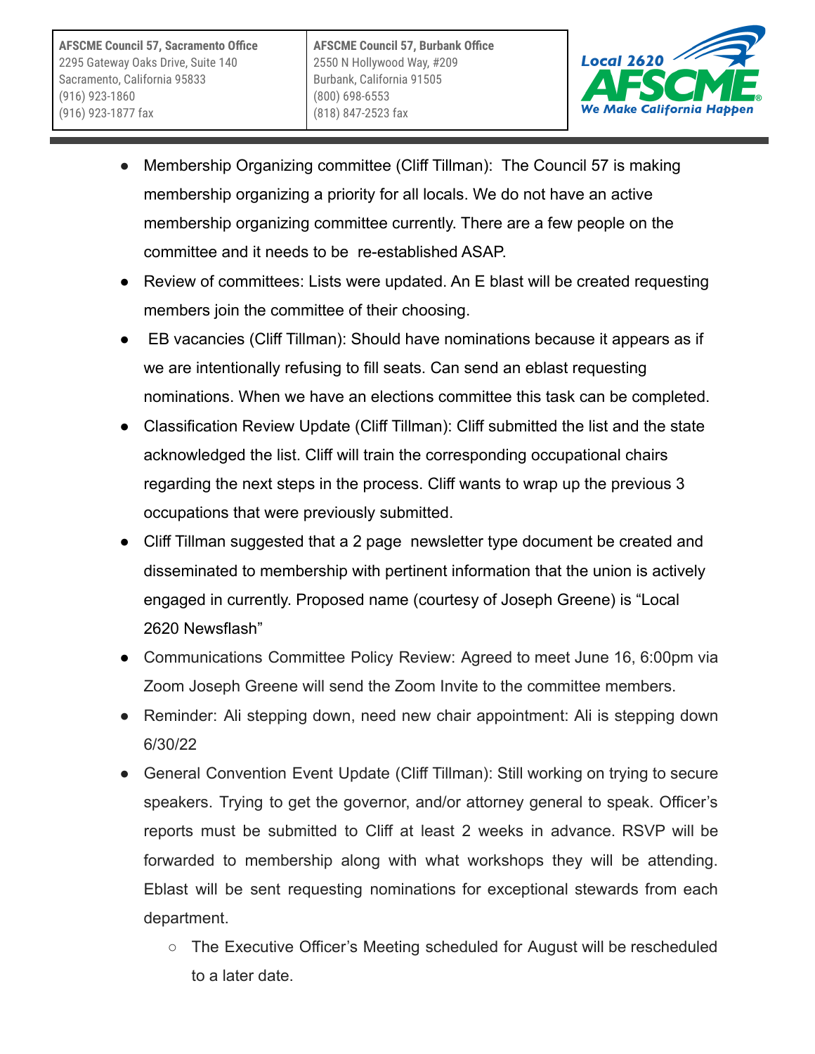- Membership Organizing committee (Cliff Tillman): The Council 57 is making membership organizing a priority for all locals. We do not have an active membership organizing committee currently. There are a few people on the committee and it needs to be re-established ASAP.
- Review of committees: Lists were updated. An E blast will be created requesting members join the committee of their choosing.
- EB vacancies (Cliff Tillman): Should have nominations because it appears as if we are intentionally refusing to fill seats. Can send an eblast requesting nominations. When we have an elections committee this task can be completed.
- Classification Review Update (Cliff Tillman): Cliff submitted the list and the state acknowledged the list. Cliff will train the corresponding occupational chairs regarding the next steps in the process. Cliff wants to wrap up the previous 3 occupations that were previously submitted.
- Cliff Tillman suggested that a 2 page newsletter type document be created and disseminated to membership with pertinent information that the union is actively engaged in currently. Proposed name (courtesy of Joseph Greene) is "Local 2620 Newsflash"
- Communications Committee Policy Review: Agreed to meet June 16, 6:00pm via Zoom Joseph Greene will send the Zoom Invite to the committee members.
- Reminder: Ali stepping down, need new chair appointment: Ali is stepping down 6/30/22
- General Convention Event Update (Cliff Tillman): Still working on trying to secure speakers. Trying to get the governor, and/or attorney general to speak. Officer's reports must be submitted to Cliff at least 2 weeks in advance. RSVP will be forwarded to membership along with what workshops they will be attending. Eblast will be sent requesting nominations for exceptional stewards from each department.
  - The Executive Officer's Meeting scheduled for August will be rescheduled to a later date.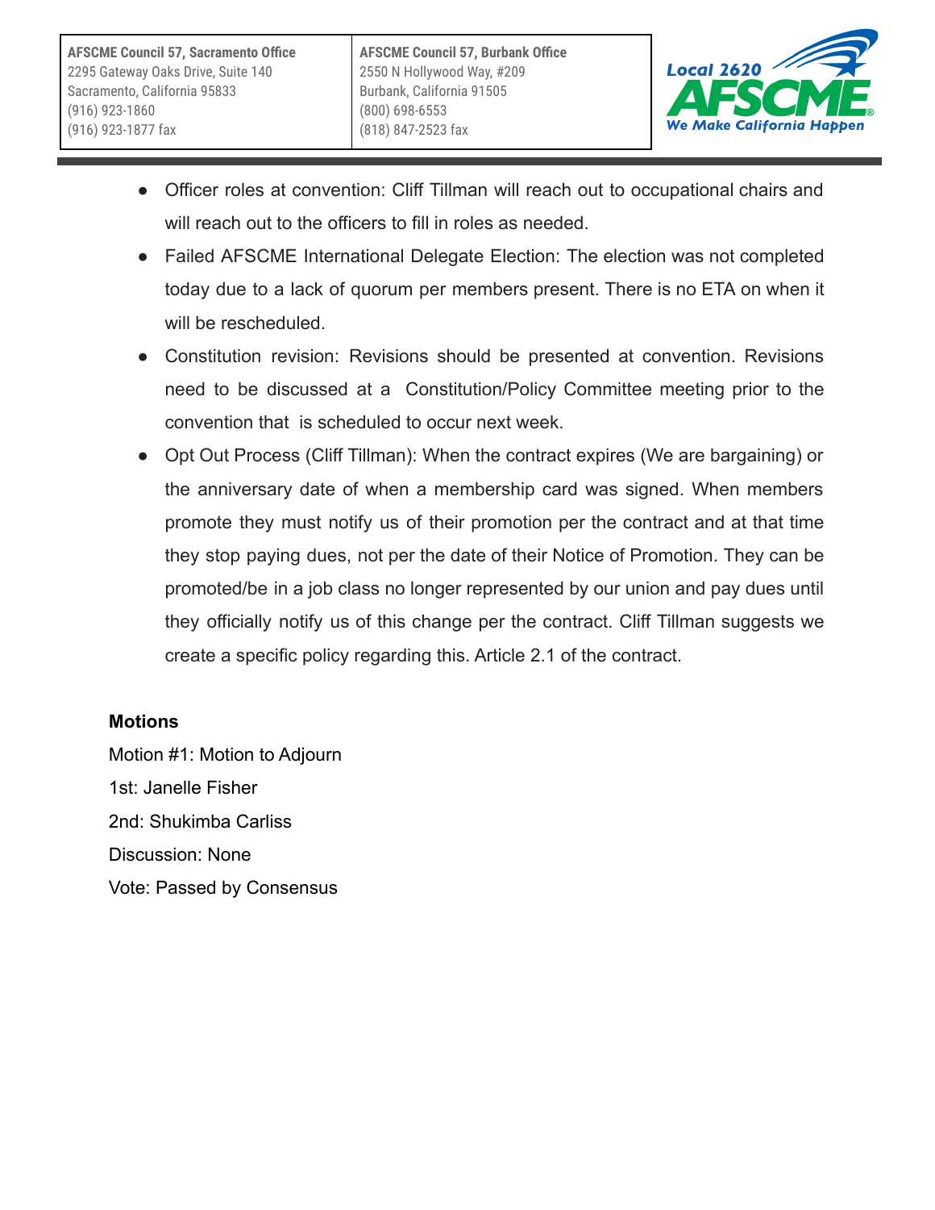- Officer roles at convention: Cliff Tillman will reach out to occupational chairs and will reach out to the officers to fill in roles as needed.
- Failed AFSCME International Delegate Election: The election was not completed today due to a lack of quorum per members present. There is no ETA on when it will be rescheduled.
- Constitution revision: Revisions should be presented at convention. Revisions need to be discussed at a Constitution/Policy Committee meeting prior to the convention that is scheduled to occur next week.
- Opt Out Process (Cliff Tillman): When the contract expires (We are bargaining) or the anniversary date of when a membership card was signed. When members promote they must notify us of their promotion per the contract and at that time they stop paying dues, not per the date of their Notice of Promotion. They can be promoted/be in a job class no longer represented by our union and pay dues until they officially notify us of this change per the contract. Cliff Tillman suggests we create a specific policy regarding this. Article 2.1 of the contract.

**Motions**

Motion #1: Motion to Adjourn

1st: Janelle Fisher

2nd: Shukimba Carliss

Discussion: None

Vote: Passed by Consensus